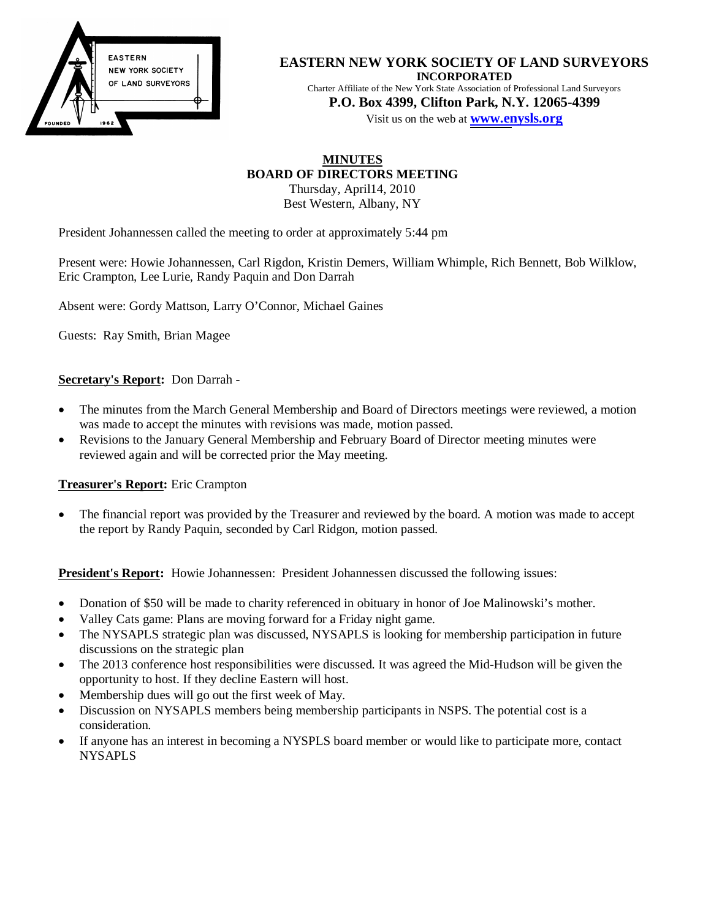EASTERN NEW YORK SOCIETY OF LAND SURVEYORS

FOUNDED 1962

# EASTERN NEW YORK SOCIETY OF LAND SURVEYORS

**INCORPORATED**

Charter Affiliate of the New York State Association of Professional Land Surveyors

**P.O. Box 4399, Clifton Park, N.Y. 12065-4399**

Visit us on the web at **www.enysls.org**

## MINUTES
## BOARD OF DIRECTORS MEETING

Thursday, April14, 2010
Best Western, Albany, NY

President Johannessen called the meeting to order at approximately 5:44 pm

Present were: Howie Johannessen, Carl Rigdon, Kristin Demers, William Whimple, Rich Bennett, Bob Wilklow, Eric Crampton, Lee Lurie, Randy Paquin and Don Darrah

Absent were: Gordy Mattson, Larry O'Connor, Michael Gaines

Guests: Ray Smith, Brian Magee

**Secretary's Report:** Don Darrah -

- The minutes from the March General Membership and Board of Directors meetings were reviewed, a motion was made to accept the minutes with revisions was made, motion passed.
- Revisions to the January General Membership and February Board of Director meeting minutes were reviewed again and will be corrected prior the May meeting.

**Treasurer's Report:** Eric Crampton

- The financial report was provided by the Treasurer and reviewed by the board. A motion was made to accept the report by Randy Paquin, seconded by Carl Ridgon, motion passed.

**President's Report:** Howie Johannessen: President Johannessen discussed the following issues:

- Donation of $50 will be made to charity referenced in obituary in honor of Joe Malinowski's mother.
- Valley Cats game: Plans are moving forward for a Friday night game.
- The NYSAPLS strategic plan was discussed, NYSAPLS is looking for membership participation in future discussions on the strategic plan
- The 2013 conference host responsibilities were discussed. It was agreed the Mid-Hudson will be given the opportunity to host. If they decline Eastern will host.
- Membership dues will go out the first week of May.
- Discussion on NYSAPLS members being membership participants in NSPS. The potential cost is a consideration.
- If anyone has an interest in becoming a NYSPLS board member or would like to participate more, contact NYSAPLS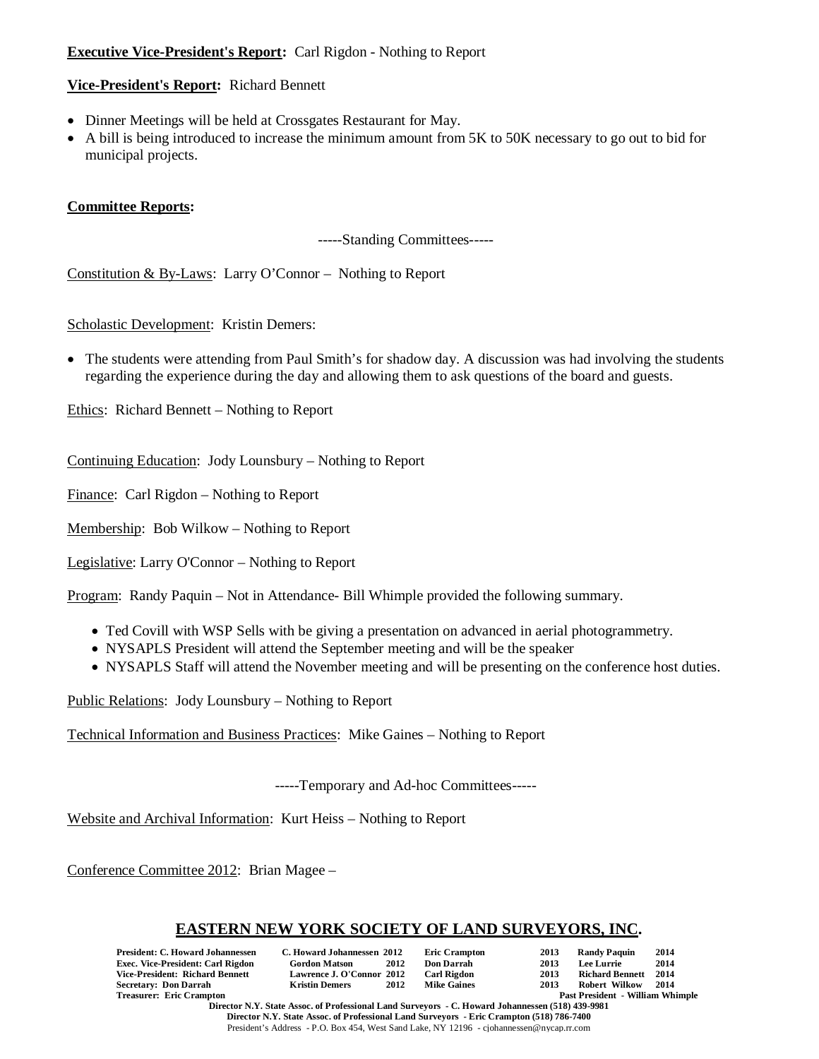**Executive Vice-President's Report:** Carl Rigdon - Nothing to Report

**Vice-President's Report:** Richard Bennett

- Dinner Meetings will be held at Crossgates Restaurant for May.
- A bill is being introduced to increase the minimum amount from 5K to 50K necessary to go out to bid for municipal projects.

**Committee Reports:**

-----Standing Committees-----

Constitution & By-Laws: Larry O'Connor – Nothing to Report

Scholastic Development: Kristin Demers:

- The students were attending from Paul Smith's for shadow day. A discussion was had involving the students regarding the experience during the day and allowing them to ask questions of the board and guests.

Ethics: Richard Bennett – Nothing to Report

Continuing Education: Jody Lounsbury – Nothing to Report

Finance: Carl Rigdon – Nothing to Report

Membership: Bob Wilkow – Nothing to Report

Legislative: Larry O'Connor – Nothing to Report

Program: Randy Paquin – Not in Attendance- Bill Whimple provided the following summary.

- Ted Covill with WSP Sells with be giving a presentation on advanced in aerial photogrammetry.
- NYSAPLS President will attend the September meeting and will be the speaker
- NYSAPLS Staff will attend the November meeting and will be presenting on the conference host duties.

Public Relations: Jody Lounsbury – Nothing to Report

Technical Information and Business Practices: Mike Gaines – Nothing to Report

-----Temporary and Ad-hoc Committees-----

Website and Archival Information: Kurt Heiss – Nothing to Report

Conference Committee 2012: Brian Magee –

## EASTERN NEW YORK SOCIETY OF LAND SURVEYORS, INC.

| | | | | | | | |
|---|---|---|---|---|---|---|---|
| **President: C. Howard Johannessen** | **C. Howard Johannessen** | **2012** | **Eric Crampton** | **2013** | **Randy Paquin** | **2014** |
| **Exec. Vice-President: Carl Rigdon** | **Gordon Matson** | **2012** | **Don Darrah** | **2013** | **Lee Lurrie** | **2014** |
| **Vice-President: Richard Bennett** | **Lawrence J. O'Connor** | **2012** | **Carl Rigdon** | **2013** | **Richard Bennett** | **2014** |
| **Secretary: Don Darrah** | **Kristin Demers** | **2012** | **Mike Gaines** | **2013** | **Robert Wilkow** | **2014** |
| **Treasurer: Eric Crampton** | | | | | **Past President - William Whimple** | |

**Director N.Y. State Assoc. of Professional Land Surveyors - C. Howard Johannessen (518) 439-9981**
**Director N.Y. State Assoc. of Professional Land Surveyors - Eric Crampton (518) 786-7400**
President's Address - P.O. Box 454, West Sand Lake, NY 12196 - cjohannessen@nycap.rr.com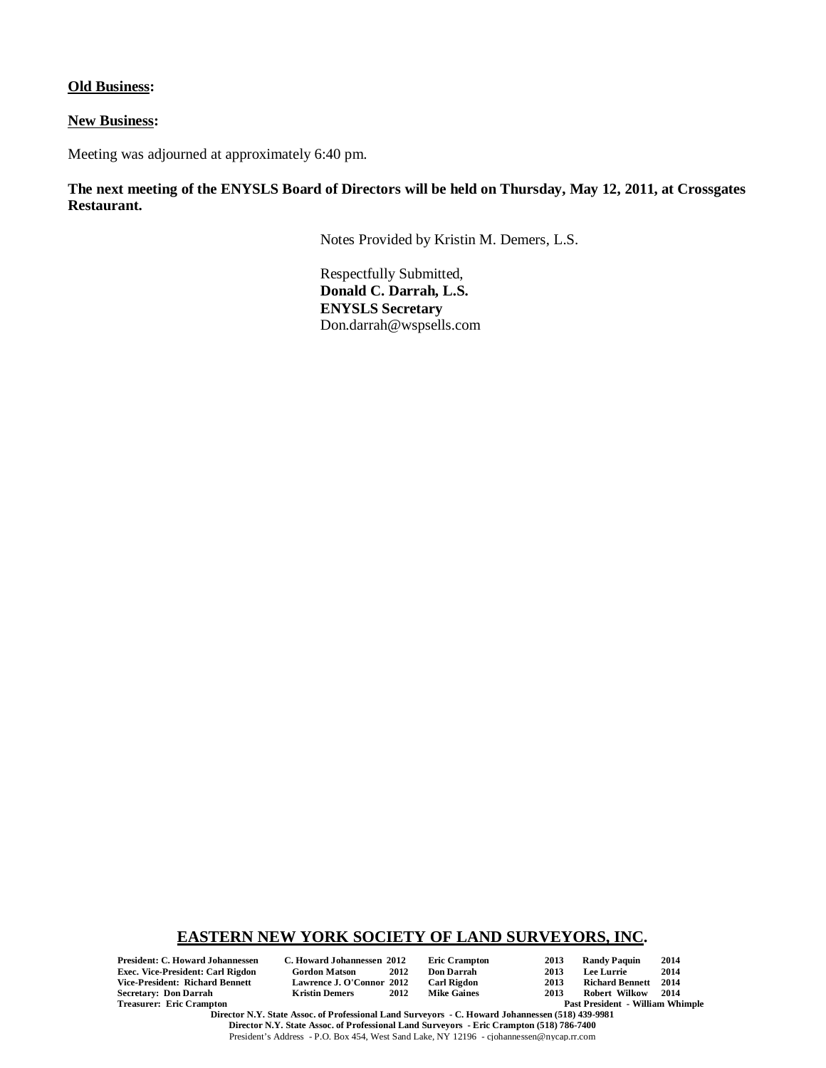**Old Business:**

**New Business:**

Meeting was adjourned at approximately 6:40 pm.

**The next meeting of the ENYSLS Board of Directors will be held on Thursday, May 12, 2011, at Crossgates Restaurant.**

Notes Provided by Kristin M. Demers, L.S.

Respectfully Submitted,
**Donald C. Darrah, L.S.**
**ENYSLS Secretary**
Don.darrah@wspsells.com

## EASTERN NEW YORK SOCIETY OF LAND SURVEYORS, INC.

| | | | | | | |
|---|---|---|---|---|---|---|
| **President: C. Howard Johannessen** | **C. Howard Johannessen** | **2012** | **Eric Crampton** | **2013** | **Randy Paquin** | **2014** |
| **Exec. Vice-President: Carl Rigdon** | **Gordon Matson** | **2012** | **Don Darrah** | **2013** | **Lee Lurrie** | **2014** |
| **Vice-President: Richard Bennett** | **Lawrence J. O'Connor** | **2012** | **Carl Rigdon** | **2013** | **Richard Bennett** | **2014** |
| **Secretary: Don Darrah** | **Kristin Demers** | **2012** | **Mike Gaines** | **2013** | **Robert Wilkow** | **2014** |
| **Treasurer: Eric Crampton** | | | | | **Past President - William Whimple** | |

**Director N.Y. State Assoc. of Professional Land Surveyors - C. Howard Johannessen (518) 439-9981**
**Director N.Y. State Assoc. of Professional Land Surveyors - Eric Crampton (518) 786-7400**
President's Address - P.O. Box 454, West Sand Lake, NY 12196 - cjohannessen@nycap.rr.com